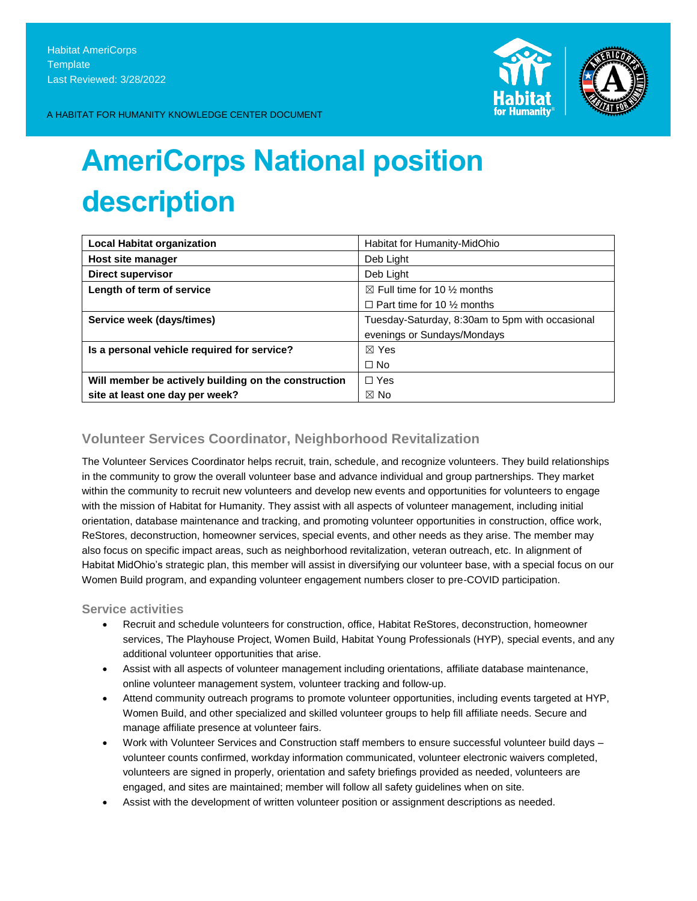Habitat AmeriCorps
Template
Last Reviewed: 3/28/2022

A HABITAT FOR HUMANITY KNOWLEDGE CENTER DOCUMENT

# AmeriCorps National position description

| | |
|---|---|
| **Local Habitat organization** | Habitat for Humanity-MidOhio |
| **Host site manager** | Deb Light |
| **Direct supervisor** | Deb Light |
| **Length of term of service** | ☒ Full time for 10 ½ months<br>☐ Part time for 10 ½ months |
| **Service week (days/times)** | Tuesday-Saturday, 8:30am to 5pm with occasional evenings or Sundays/Mondays |
| **Is a personal vehicle required for service?** | ☒ Yes<br>☐ No |
| **Will member be actively building on the construction site at least one day per week?** | ☐ Yes<br>☒ No |

## Volunteer Services Coordinator, Neighborhood Revitalization

The Volunteer Services Coordinator helps recruit, train, schedule, and recognize volunteers. They build relationships in the community to grow the overall volunteer base and advance individual and group partnerships. They market within the community to recruit new volunteers and develop new events and opportunities for volunteers to engage with the mission of Habitat for Humanity. They assist with all aspects of volunteer management, including initial orientation, database maintenance and tracking, and promoting volunteer opportunities in construction, office work, ReStores, deconstruction, homeowner services, special events, and other needs as they arise. The member may also focus on specific impact areas, such as neighborhood revitalization, veteran outreach, etc. In alignment of Habitat MidOhio's strategic plan, this member will assist in diversifying our volunteer base, with a special focus on our Women Build program, and expanding volunteer engagement numbers closer to pre-COVID participation.

### Service activities

- Recruit and schedule volunteers for construction, office, Habitat ReStores, deconstruction, homeowner services, The Playhouse Project, Women Build, Habitat Young Professionals (HYP), special events, and any additional volunteer opportunities that arise.
- Assist with all aspects of volunteer management including orientations, affiliate database maintenance, online volunteer management system, volunteer tracking and follow-up.
- Attend community outreach programs to promote volunteer opportunities, including events targeted at HYP, Women Build, and other specialized and skilled volunteer groups to help fill affiliate needs. Secure and manage affiliate presence at volunteer fairs.
- Work with Volunteer Services and Construction staff members to ensure successful volunteer build days – volunteer counts confirmed, workday information communicated, volunteer electronic waivers completed, volunteers are signed in properly, orientation and safety briefings provided as needed, volunteers are engaged, and sites are maintained; member will follow all safety guidelines when on site.
- Assist with the development of written volunteer position or assignment descriptions as needed.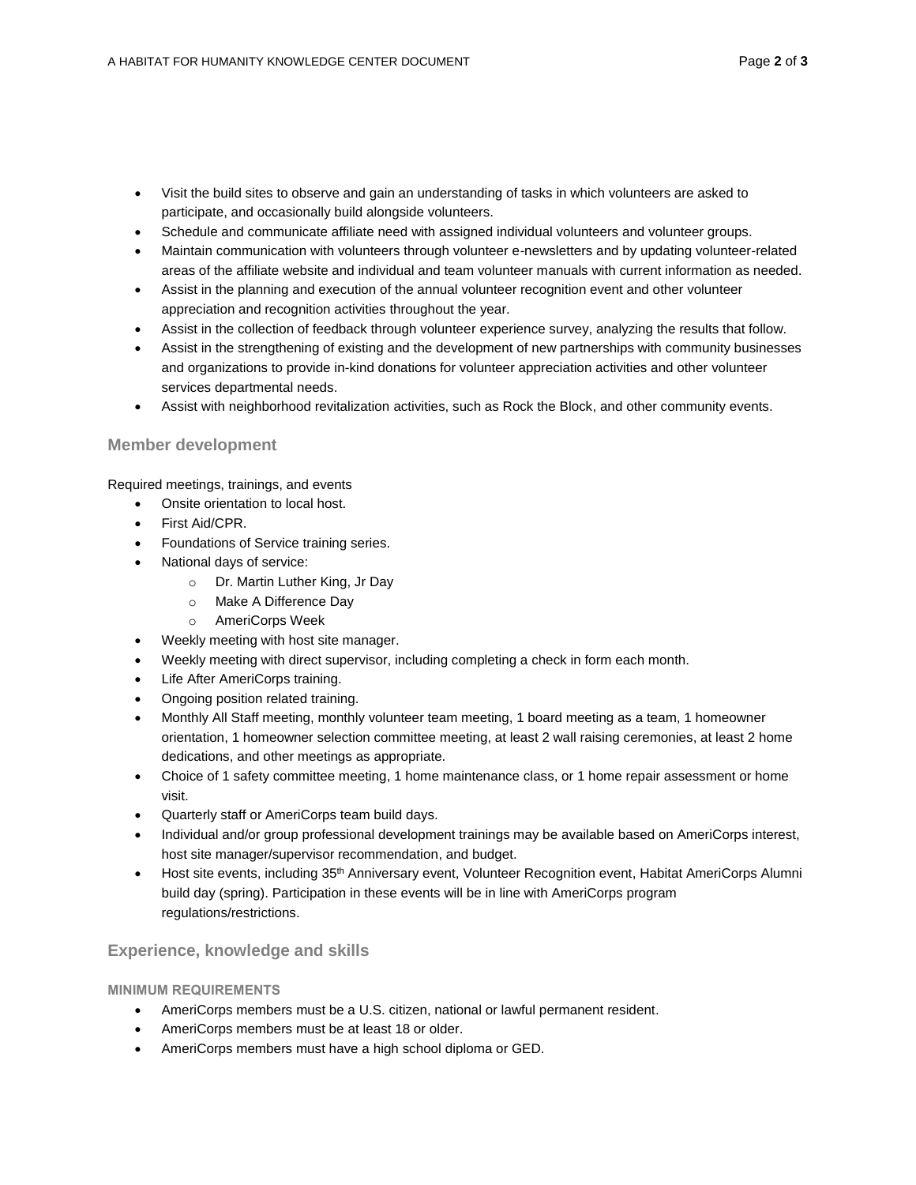- Visit the build sites to observe and gain an understanding of tasks in which volunteers are asked to participate, and occasionally build alongside volunteers.
- Schedule and communicate affiliate need with assigned individual volunteers and volunteer groups.
- Maintain communication with volunteers through volunteer e-newsletters and by updating volunteer-related areas of the affiliate website and individual and team volunteer manuals with current information as needed.
- Assist in the planning and execution of the annual volunteer recognition event and other volunteer appreciation and recognition activities throughout the year.
- Assist in the collection of feedback through volunteer experience survey, analyzing the results that follow.
- Assist in the strengthening of existing and the development of new partnerships with community businesses and organizations to provide in-kind donations for volunteer appreciation activities and other volunteer services departmental needs.
- Assist with neighborhood revitalization activities, such as Rock the Block, and other community events.

## Member development

Required meetings, trainings, and events

- Onsite orientation to local host.
- First Aid/CPR.
- Foundations of Service training series.
- National days of service:
  - Dr. Martin Luther King, Jr Day
  - Make A Difference Day
  - AmeriCorps Week
- Weekly meeting with host site manager.
- Weekly meeting with direct supervisor, including completing a check in form each month.
- Life After AmeriCorps training.
- Ongoing position related training.
- Monthly All Staff meeting, monthly volunteer team meeting, 1 board meeting as a team, 1 homeowner orientation, 1 homeowner selection committee meeting, at least 2 wall raising ceremonies, at least 2 home dedications, and other meetings as appropriate.
- Choice of 1 safety committee meeting, 1 home maintenance class, or 1 home repair assessment or home visit.
- Quarterly staff or AmeriCorps team build days.
- Individual and/or group professional development trainings may be available based on AmeriCorps interest, host site manager/supervisor recommendation, and budget.
- Host site events, including 35th Anniversary event, Volunteer Recognition event, Habitat AmeriCorps Alumni build day (spring). Participation in these events will be in line with AmeriCorps program regulations/restrictions.

## Experience, knowledge and skills

### MINIMUM REQUIREMENTS

- AmeriCorps members must be a U.S. citizen, national or lawful permanent resident.
- AmeriCorps members must be at least 18 or older.
- AmeriCorps members must have a high school diploma or GED.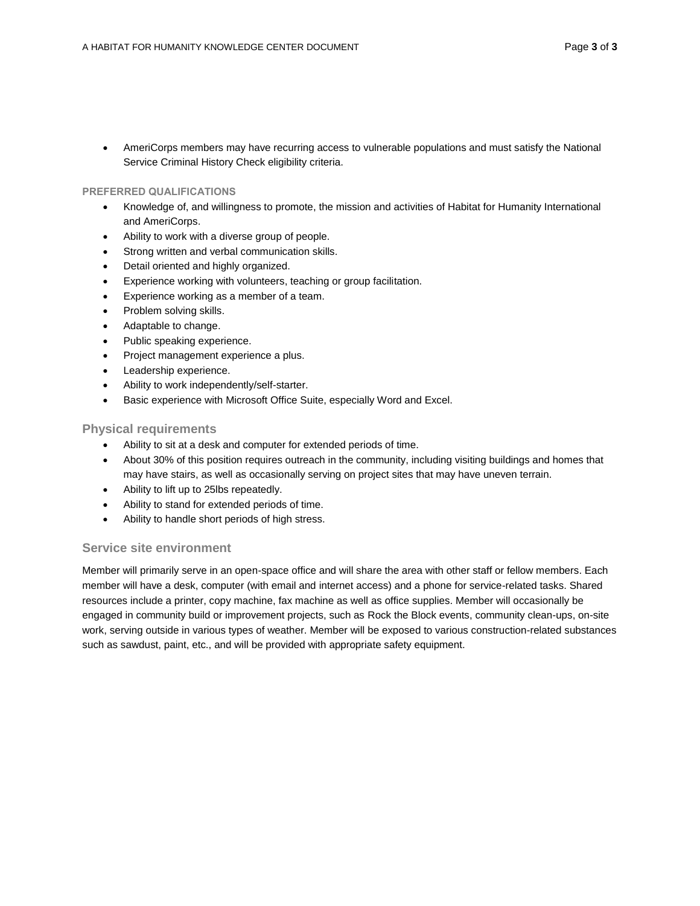- AmeriCorps members may have recurring access to vulnerable populations and must satisfy the National Service Criminal History Check eligibility criteria.

#### PREFERRED QUALIFICATIONS

- Knowledge of, and willingness to promote, the mission and activities of Habitat for Humanity International and AmeriCorps.
- Ability to work with a diverse group of people.
- Strong written and verbal communication skills.
- Detail oriented and highly organized.
- Experience working with volunteers, teaching or group facilitation.
- Experience working as a member of a team.
- Problem solving skills.
- Adaptable to change.
- Public speaking experience.
- Project management experience a plus.
- Leadership experience.
- Ability to work independently/self-starter.
- Basic experience with Microsoft Office Suite, especially Word and Excel.

### Physical requirements

- Ability to sit at a desk and computer for extended periods of time.
- About 30% of this position requires outreach in the community, including visiting buildings and homes that may have stairs, as well as occasionally serving on project sites that may have uneven terrain.
- Ability to lift up to 25lbs repeatedly.
- Ability to stand for extended periods of time.
- Ability to handle short periods of high stress.

### Service site environment

Member will primarily serve in an open-space office and will share the area with other staff or fellow members. Each member will have a desk, computer (with email and internet access) and a phone for service-related tasks. Shared resources include a printer, copy machine, fax machine as well as office supplies. Member will occasionally be engaged in community build or improvement projects, such as Rock the Block events, community clean-ups, on-site work, serving outside in various types of weather. Member will be exposed to various construction-related substances such as sawdust, paint, etc., and will be provided with appropriate safety equipment.